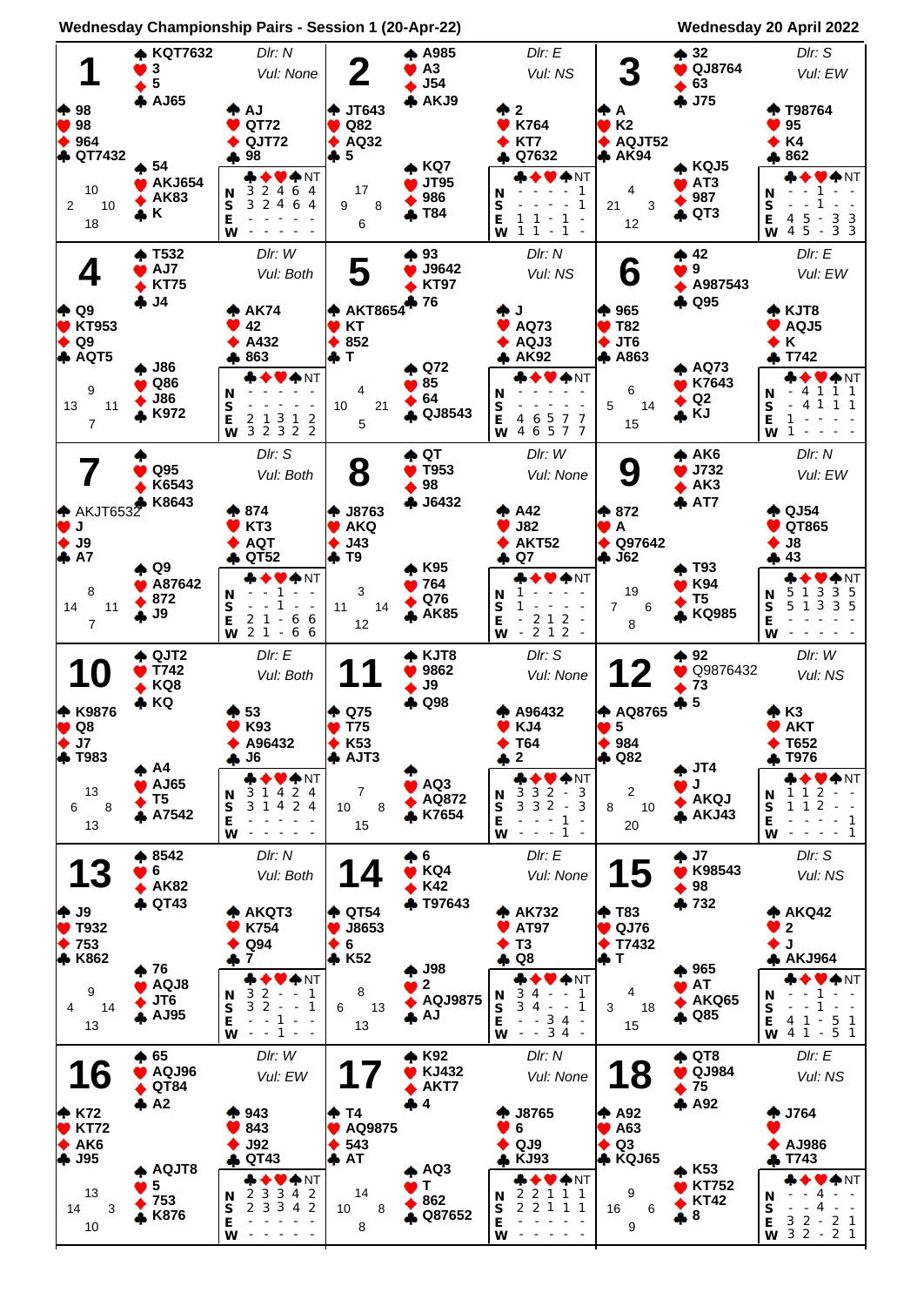# Wednesday Championship Pairs - Session 1 (20-Apr-22)

Wednesday 20 April 2022

## Board 1

Dlr: N — Vul: None

- **North:** ♠ KQT7632 ♥ 3 ♦ 5 ♣ AJ65
- **West:** ♠ 98 ♥ 98 ♦ 964 ♣ QT7432
- **East:** ♠ AJ ♥ QT72 ♦ QJT72 ♣ 98
- **South:** ♠ 54 ♥ AKJ654 ♦ AK83 ♣ K

HCP: N 10, W 2, E 10, S 18

| | ♣ | ♦ | ♥ | ♠ | NT |
|---|---|---|---|---|---|
| N | 3 | 2 | 4 | 6 | 4 |
| S | 3 | 2 | 4 | 6 | 4 |
| E | - | - | - | - | - |
| W | - | - | - | - | - |

## Board 2

Dlr: E — Vul: NS

- **North:** ♠ A985 ♥ A3 ♦ J54 ♣ AKJ9
- **West:** ♠ JT643 ♥ Q82 ♦ AQ32 ♣ 5
- **East:** ♠ 2 ♥ K764 ♦ KT7 ♣ Q7632
- **South:** ♠ KQ7 ♥ JT95 ♦ 986 ♣ T84

HCP: N 17, W 9, E 8, S 6

| | ♣ | ♦ | ♥ | ♠ | NT |
|---|---|---|---|---|---|
| N | - | - | - | - | 1 |
| S | - | - | - | - | 1 |
| E | 1 | 1 | - | 1 | - |
| W | 1 | 1 | - | 1 | - |

## Board 3

Dlr: S — Vul: EW

- **North:** ♠ 32 ♥ QJ8764 ♦ 63 ♣ J75
- **West:** ♠ A ♥ K2 ♦ AQJT52 ♣ AK94
- **East:** ♠ T98764 ♥ 95 ♦ K4 ♣ 862
- **South:** ♠ KQJ5 ♥ AT3 ♦ 987 ♣ QT3

HCP: N 4, W 21, E 3, S 12

| | ♣ | ♦ | ♥ | ♠ | NT |
|---|---|---|---|---|---|
| N | - | - | 1 | - | - |
| S | - | - | 1 | - | - |
| E | 4 | 5 | - | 3 | 3 |
| W | 4 | 5 | - | 3 | 3 |

## Board 4

Dlr: W — Vul: Both

- **North:** ♠ T532 ♥ AJ7 ♦ KT75 ♣ J4
- **West:** ♠ Q9 ♥ KT953 ♦ Q9 ♣ AQT5
- **East:** ♠ AK74 ♥ 42 ♦ A432 ♣ 863
- **South:** ♠ J86 ♥ Q86 ♦ J86 ♣ K972

HCP: N 9, W 13, E 11, S 7

| | ♣ | ♦ | ♥ | ♠ | NT |
|---|---|---|---|---|---|
| N | - | - | - | - | - |
| S | - | - | - | - | - |
| E | 2 | 1 | 3 | 1 | 2 |
| W | 3 | 2 | 3 | 2 | 2 |

## Board 5

Dlr: N — Vul: NS

- **North:** ♠ 93 ♥ J9642 ♦ KT97 ♣ 76
- **West:** ♠ AKT8654 ♥ KT ♦ 852 ♣ T
- **East:** ♠ J ♥ AQ73 ♦ AQJ3 ♣ AK92
- **South:** ♠ Q72 ♥ 85 ♦ 64 ♣ QJ8543

HCP: N 4, W 10, E 21, S 5

| | ♣ | ♦ | ♥ | ♠ | NT |
|---|---|---|---|---|---|
| N | - | - | - | - | - |
| S | - | - | - | - | - |
| E | 4 | 6 | 5 | 7 | 7 |
| W | 4 | 6 | 5 | 7 | 7 |

## Board 6

Dlr: E — Vul: EW

- **North:** ♠ 42 ♥ 9 ♦ A987543 ♣ Q95
- **West:** ♠ 965 ♥ T82 ♦ JT6 ♣ A863
- **East:** ♠ KJT8 ♥ AQJ5 ♦ K ♣ T742
- **South:** ♠ AQ73 ♥ K7643 ♦ Q2 ♣ KJ

HCP: N 6, W 5, E 14, S 15

| | ♣ | ♦ | ♥ | ♠ | NT |
|---|---|---|---|---|---|
| N | - | 4 | 1 | 1 | 1 |
| S | - | 4 | 1 | 1 | 1 |
| E | 1 | - | - | - | - |
| W | 1 | - | - | - | - |

## Board 7

Dlr: S — Vul: Both

- **North:** ♠ — ♥ Q95 ♦ K6543 ♣ K8643
- **West:** ♠ AKJT6532 ♥ J ♦ J9 ♣ A7
- **East:** ♠ 874 ♥ KT3 ♦ AQT ♣ QT52
- **South:** ♠ Q9 ♥ A87642 ♦ 872 ♣ J9

HCP: N 8, W 14, E 11, S 7

| | ♣ | ♦ | ♥ | ♠ | NT |
|---|---|---|---|---|---|
| N | - | - | 1 | - | - |
| S | - | - | 1 | - | - |
| E | 2 | 1 | - | 6 | 6 |
| W | 2 | 1 | - | 6 | 6 |

## Board 8

Dlr: W — Vul: None

- **North:** ♠ QT ♥ T953 ♦ 98 ♣ J6432
- **West:** ♠ J8763 ♥ AKQ ♦ J43 ♣ T9
- **East:** ♠ A42 ♥ J82 ♦ AKT52 ♣ Q7
- **South:** ♠ K95 ♥ 764 ♦ Q76 ♣ AK85

HCP: N 3, W 11, E 14, S 12

| | ♣ | ♦ | ♥ | ♠ | NT |
|---|---|---|---|---|---|
| N | 1 | - | - | - | - |
| S | 1 | - | - | - | - |
| E | - | 2 | 1 | 2 | - |
| W | - | 2 | 1 | 2 | - |

## Board 9

Dlr: N — Vul: EW

- **North:** ♠ AK6 ♥ J732 ♦ AK3 ♣ AT7
- **West:** ♠ 872 ♥ A ♦ Q97642 ♣ J62
- **East:** ♠ QJ54 ♥ QT865 ♦ J8 ♣ 43
- **South:** ♠ T93 ♥ K94 ♦ T5 ♣ KQ985

HCP: N 19, W 7, E 6, S 8

| | ♣ | ♦ | ♥ | ♠ | NT |
|---|---|---|---|---|---|
| N | 5 | 1 | 3 | 3 | 5 |
| S | 5 | 1 | 3 | 3 | 5 |
| E | - | - | - | - | - |
| W | - | - | - | - | - |

## Board 10

Dlr: E — Vul: Both

- **North:** ♠ QJT2 ♥ T742 ♦ KQ8 ♣ KQ
- **West:** ♠ K9876 ♥ Q8 ♦ J7 ♣ T983
- **East:** ♠ 53 ♥ K93 ♦ A96432 ♣ J6
- **South:** ♠ A4 ♥ AJ65 ♦ T5 ♣ A7542

HCP: N 13, W 6, E 8, S 13

| | ♣ | ♦ | ♥ | ♠ | NT |
|---|---|---|---|---|---|
| N | 3 | 1 | 4 | 2 | 4 |
| S | 3 | 1 | 4 | 2 | 4 |
| E | - | - | - | - | - |
| W | - | - | - | - | - |

## Board 11

Dlr: S — Vul: None

- **North:** ♠ KJT8 ♥ 9862 ♦ J9 ♣ Q98
- **West:** ♠ Q75 ♥ T75 ♦ K53 ♣ AJT3
- **East:** ♠ A96432 ♥ KJ4 ♦ T64 ♣ 2
- **South:** ♠ — ♥ AQ3 ♦ AQ872 ♣ K7654

HCP: N 7, W 10, E 8, S 15

| | ♣ | ♦ | ♥ | ♠ | NT |
|---|---|---|---|---|---|
| N | 3 | 3 | 2 | - | 3 |
| S | 3 | 3 | 2 | - | 3 |
| E | - | - | - | 1 | - |
| W | - | - | - | 1 | - |

## Board 12

Dlr: W — Vul: NS

- **North:** ♠ 92 ♥ Q9876432 ♦ 73 ♣ 5
- **West:** ♠ AQ8765 ♥ 5 ♦ 984 ♣ Q82
- **East:** ♠ K3 ♥ AKT ♦ T652 ♣ T976
- **South:** ♠ JT4 ♥ J ♦ AKQJ ♣ AKJ43

HCP: N 2, W 8, E 10, S 20

| | ♣ | ♦ | ♥ | ♠ | NT |
|---|---|---|---|---|---|
| N | 1 | 1 | 2 | - | - |
| S | 1 | 1 | 2 | - | - |
| E | - | - | - | - | 1 |
| W | - | - | - | - | 1 |

## Board 13

Dlr: N — Vul: Both

- **North:** ♠ 8542 ♥ 6 ♦ AK82 ♣ QT43
- **West:** ♠ J9 ♥ T932 ♦ 753 ♣ K862
- **East:** ♠ AKQT3 ♥ K754 ♦ Q94 ♣ 7
- **South:** ♠ 76 ♥ AQJ8 ♦ JT6 ♣ AJ95

HCP: N 9, W 4, E 14, S 13

| | ♣ | ♦ | ♥ | ♠ | NT |
|---|---|---|---|---|---|
| N | 3 | 2 | - | - | 1 |
| S | 3 | 2 | - | - | 1 |
| E | - | - | 1 | - | - |
| W | - | - | 1 | - | - |

## Board 14

Dlr: E — Vul: None

- **North:** ♠ 6 ♥ KQ4 ♦ K42 ♣ T97643
- **West:** ♠ QT54 ♥ J8653 ♦ 6 ♣ K52
- **East:** ♠ AK732 ♥ AT97 ♦ T3 ♣ Q8
- **South:** ♠ J98 ♥ 2 ♦ AQJ9875 ♣ AJ

HCP: N 8, W 6, E 13, S 13

| | ♣ | ♦ | ♥ | ♠ | NT |
|---|---|---|---|---|---|
| N | 3 | 4 | - | - | 1 |
| S | 3 | 4 | - | - | 1 |
| E | - | - | 3 | 4 | - |
| W | - | - | 3 | 4 | - |

## Board 15

Dlr: S — Vul: NS

- **North:** ♠ J7 ♥ K98543 ♦ 98 ♣ 732
- **West:** ♠ T83 ♥ QJ76 ♦ T7432 ♣ T
- **East:** ♠ AKQ42 ♥ 2 ♦ J ♣ AKJ964
- **South:** ♠ 965 ♥ AT ♦ AKQ65 ♣ Q85

HCP: N 4, W 3, E 18, S 15

| | ♣ | ♦ | ♥ | ♠ | NT |
|---|---|---|---|---|---|
| N | - | - | 1 | - | - |
| S | - | - | 1 | - | - |
| E | 4 | 1 | - | 5 | 1 |
| W | 4 | 1 | - | 5 | 1 |

## Board 16

Dlr: W — Vul: EW

- **North:** ♠ 65 ♥ AQJ96 ♦ QT84 ♣ A2
- **West:** ♠ K72 ♥ KT72 ♦ AK6 ♣ J95
- **East:** ♠ 943 ♥ 843 ♦ J92 ♣ QT43
- **South:** ♠ AQJT8 ♥ 5 ♦ 753 ♣ K876

HCP: N 13, W 14, E 3, S 10

| | ♣ | ♦ | ♥ | ♠ | NT |
|---|---|---|---|---|---|
| N | 2 | 3 | 3 | 4 | 2 |
| S | 2 | 3 | 3 | 4 | 2 |
| E | - | - | - | - | - |
| W | - | - | - | - | - |

## Board 17

Dlr: N — Vul: None

- **North:** ♠ K92 ♥ KJ432 ♦ AKT7 ♣ 4
- **West:** ♠ T4 ♥ AQ9875 ♦ 543 ♣ AT
- **East:** ♠ J8765 ♥ 6 ♦ QJ9 ♣ KJ93
- **South:** ♠ AQ3 ♥ T ♦ 862 ♣ Q87652

HCP: N 14, W 10, E 8, S 8

| | ♣ | ♦ | ♥ | ♠ | NT |
|---|---|---|---|---|---|
| N | 2 | 2 | 1 | 1 | 1 |
| S | 2 | 2 | 1 | 1 | 1 |
| E | - | - | - | - | - |
| W | - | - | - | - | - |

## Board 18

Dlr: E — Vul: NS

- **North:** ♠ QT8 ♥ QJ984 ♦ 75 ♣ A92
- **West:** ♠ A92 ♥ A63 ♦ Q3 ♣ KQJ65
- **East:** ♠ J764 ♥ — ♦ AJ986 ♣ T743
- **South:** ♠ K53 ♥ KT752 ♦ KT42 ♣ 8

HCP: N 9, W 16, E 6, S 9

| | ♣ | ♦ | ♥ | ♠ | NT |
|---|---|---|---|---|---|
| N | - | - | 4 | - | - |
| S | - | - | 4 | - | - |
| E | 3 | 2 | - | 2 | 1 |
| W | 3 | 2 | - | 2 | 1 |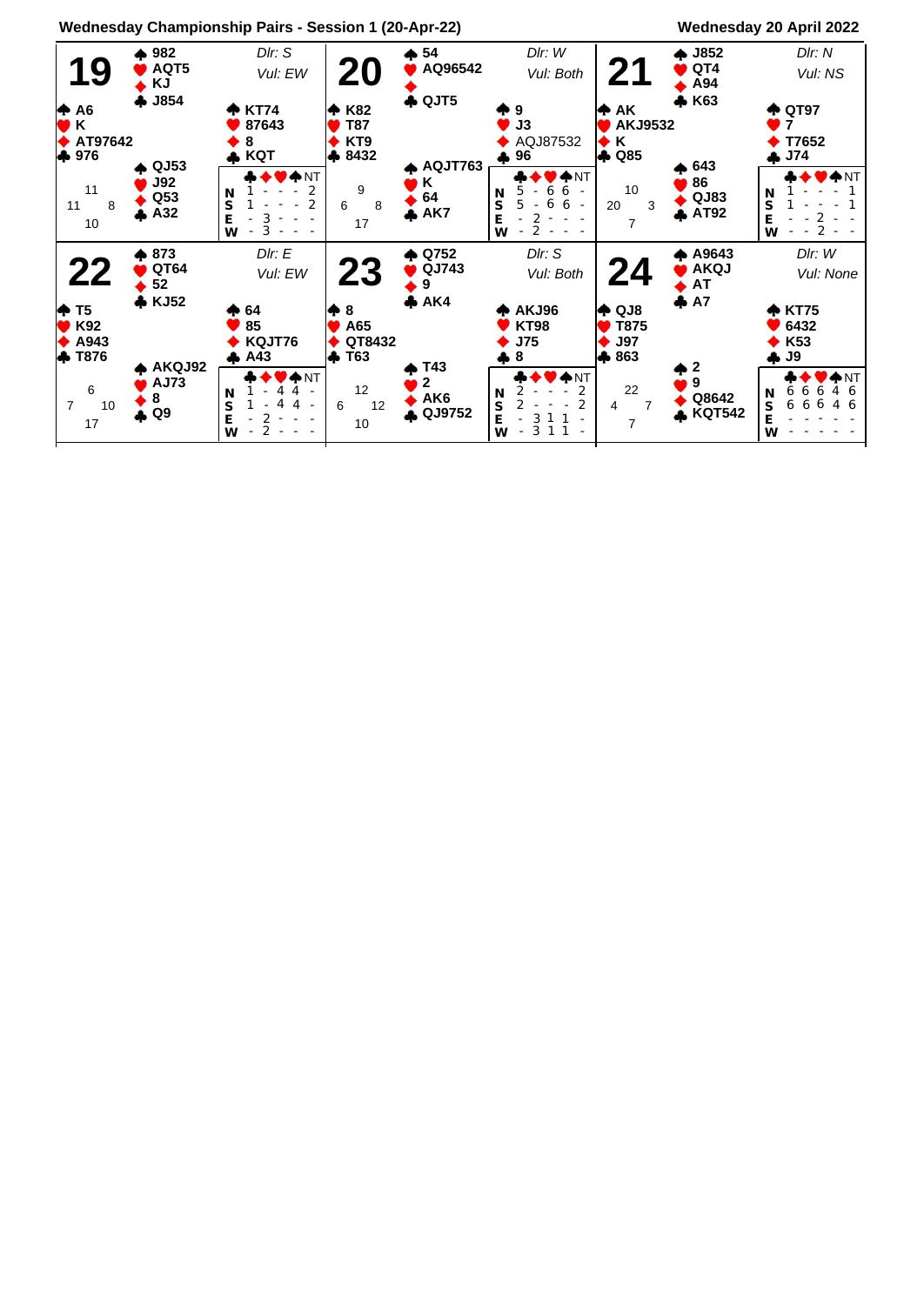# Wednesday Championship Pairs - Session 1 (20-Apr-22)

Wednesday 20 April 2022

## Board 19

Dlr: S — Vul: EW

North: ♠ 982 ♥ AQT5 ♦ KJ ♣ J854

West: ♠ A6 ♥ K ♦ AT97642 ♣ 976

East: ♠ KT74 ♥ 87643 ♦ 8 ♣ KQT

South: ♠ QJ53 ♥ J92 ♦ Q53 ♣ A32

HCP: N 11, W 11, E 8, S 10

| | ♣ | ♦ | ♥ | ♠ | NT |
|---|---|---|---|---|---|
| N | 1 | - | - | - | 2 |
| S | 1 | - | - | - | 2 |
| E | - | 3 | - | - | - |
| W | - | 3 | - | - | - |

## Board 20

Dlr: W — Vul: Both

North: ♠ 54 ♥ AQ96542 ♦ ♣ QJT5

West: ♠ K82 ♥ T87 ♦ KT9 ♣ 8432

East: ♠ 9 ♥ J3 ♦ AQJ87532 ♣ 96

South: ♠ AQJT763 ♥ K ♦ 64 ♣ AK7

HCP: N 9, W 6, E 8, S 17

| | ♣ | ♦ | ♥ | ♠ | NT |
|---|---|---|---|---|---|
| N | 5 | - | 6 | 6 | - |
| S | 5 | - | 6 | 6 | - |
| E | - | 2 | - | - | - |
| W | - | 2 | - | - | - |

## Board 21

Dlr: N — Vul: NS

North: ♠ J852 ♥ QT4 ♦ A94 ♣ K63

West: ♠ AK ♥ AKJ9532 ♦ K ♣ Q85

East: ♠ QT97 ♥ 7 ♦ T7652 ♣ J74

South: ♠ 643 ♥ 86 ♦ QJ83 ♣ AT92

HCP: N 10, W 20, E 3, S 7

| | ♣ | ♦ | ♥ | ♠ | NT |
|---|---|---|---|---|---|
| N | 1 | - | - | - | 1 |
| S | 1 | - | - | - | 1 |
| E | - | - | 2 | - | - |
| W | - | - | 2 | - | - |

## Board 22

Dlr: E — Vul: EW

North: ♠ 873 ♥ QT64 ♦ 52 ♣ KJ52

West: ♠ T5 ♥ K92 ♦ A943 ♣ T876

East: ♠ 64 ♥ 85 ♦ KQJT76 ♣ A43

South: ♠ AKQJ92 ♥ AJ73 ♦ 8 ♣ Q9

HCP: N 6, W 7, E 10, S 17

| | ♣ | ♦ | ♥ | ♠ | NT |
|---|---|---|---|---|---|
| N | 1 | - | 4 | 4 | - |
| S | 1 | - | 4 | 4 | - |
| E | - | 2 | - | - | - |
| W | - | 2 | - | - | - |

## Board 23

Dlr: S — Vul: Both

North: ♠ Q752 ♥ QJ743 ♦ 9 ♣ AK4

West: ♠ 8 ♥ A65 ♦ QT8432 ♣ T63

East: ♠ AKJ96 ♥ KT98 ♦ J75 ♣ 8

South: ♠ T43 ♥ 2 ♦ AK6 ♣ QJ9752

HCP: N 12, W 6, E 12, S 10

| | ♣ | ♦ | ♥ | ♠ | NT |
|---|---|---|---|---|---|
| N | 2 | - | - | - | 2 |
| S | 2 | - | - | - | 2 |
| E | - | 3 | 1 | 1 | - |
| W | - | 3 | 1 | 1 | - |

## Board 24

Dlr: W — Vul: None

North: ♠ A9643 ♥ AKQJ ♦ AT ♣ A7

West: ♠ QJ8 ♥ T875 ♦ J97 ♣ 863

East: ♠ KT75 ♥ 6432 ♦ K53 ♣ J9

South: ♠ 2 ♥ 9 ♦ Q8642 ♣ KQT542

HCP: N 22, W 4, E 7, S 7

| | ♣ | ♦ | ♥ | ♠ | NT |
|---|---|---|---|---|---|
| N | 6 | 6 | 6 | 4 | 6 |
| S | 6 | 6 | 6 | 4 | 6 |
| E | - | - | - | - | - |
| W | - | - | - | - | - |